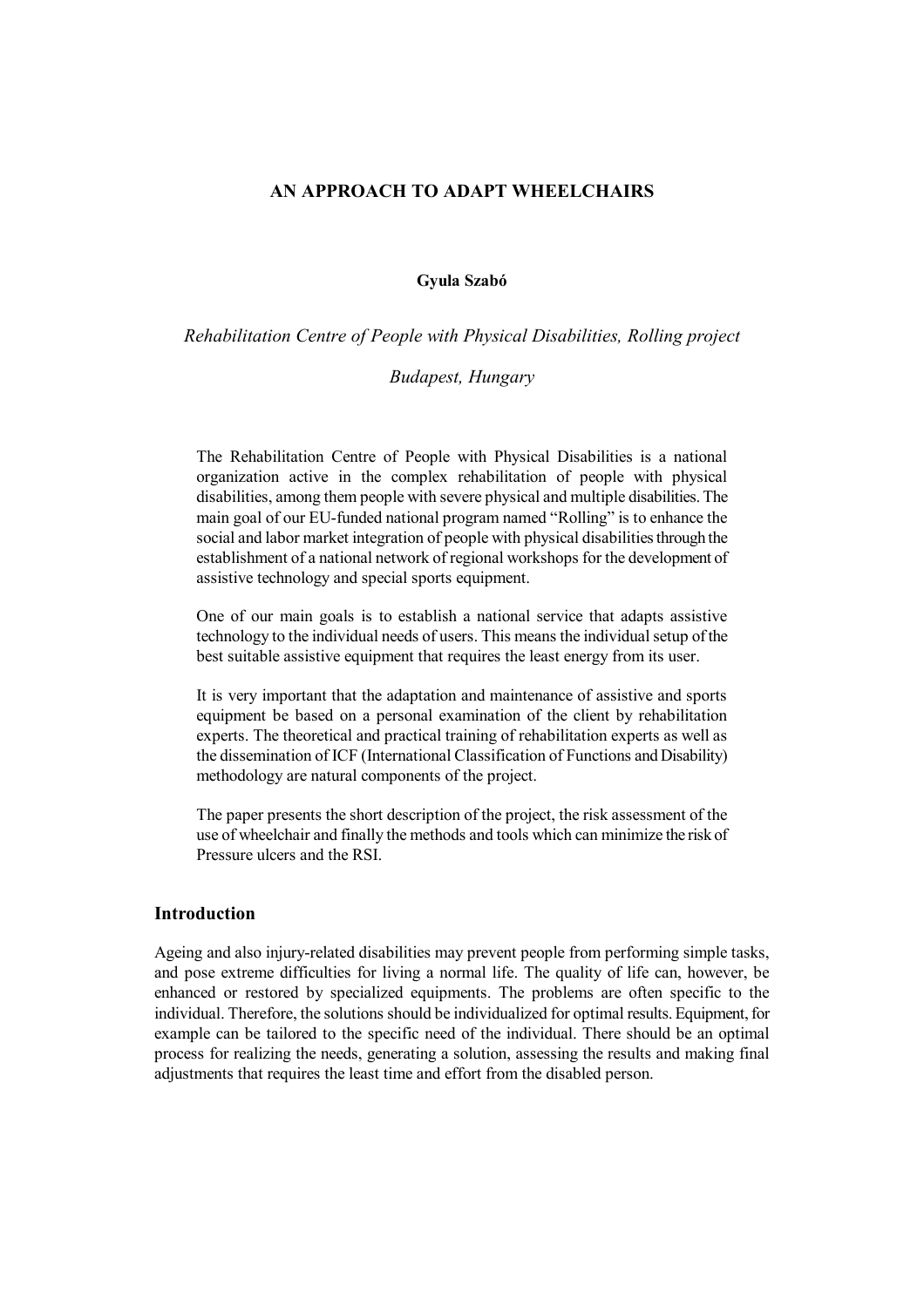# AN APPROACH TO ADAPT WHEELCHAIRS

**Gyula Szabó**

*Rehabilitation Centre of People with Physical Disabilities, Rolling project*

*Budapest, Hungary*

The Rehabilitation Centre of People with Physical Disabilities is a national organization active in the complex rehabilitation of people with physical disabilities, among them people with severe physical and multiple disabilities. The main goal of our EU-funded national program named "Rolling" is to enhance the social and labor market integration of people with physical disabilities through the establishment of a national network of regional workshops for the development of assistive technology and special sports equipment.

One of our main goals is to establish a national service that adapts assistive technology to the individual needs of users. This means the individual setup of the best suitable assistive equipment that requires the least energy from its user.

It is very important that the adaptation and maintenance of assistive and sports equipment be based on a personal examination of the client by rehabilitation experts. The theoretical and practical training of rehabilitation experts as well as the dissemination of ICF (International Classification of Functions and Disability) methodology are natural components of the project.

The paper presents the short description of the project, the risk assessment of the use of wheelchair and finally the methods and tools which can minimize the risk of Pressure ulcers and the RSI.

## Introduction

Ageing and also injury-related disabilities may prevent people from performing simple tasks, and pose extreme difficulties for living a normal life. The quality of life can, however, be enhanced or restored by specialized equipments. The problems are often specific to the individual. Therefore, the solutions should be individualized for optimal results. Equipment, for example can be tailored to the specific need of the individual. There should be an optimal process for realizing the needs, generating a solution, assessing the results and making final adjustments that requires the least time and effort from the disabled person.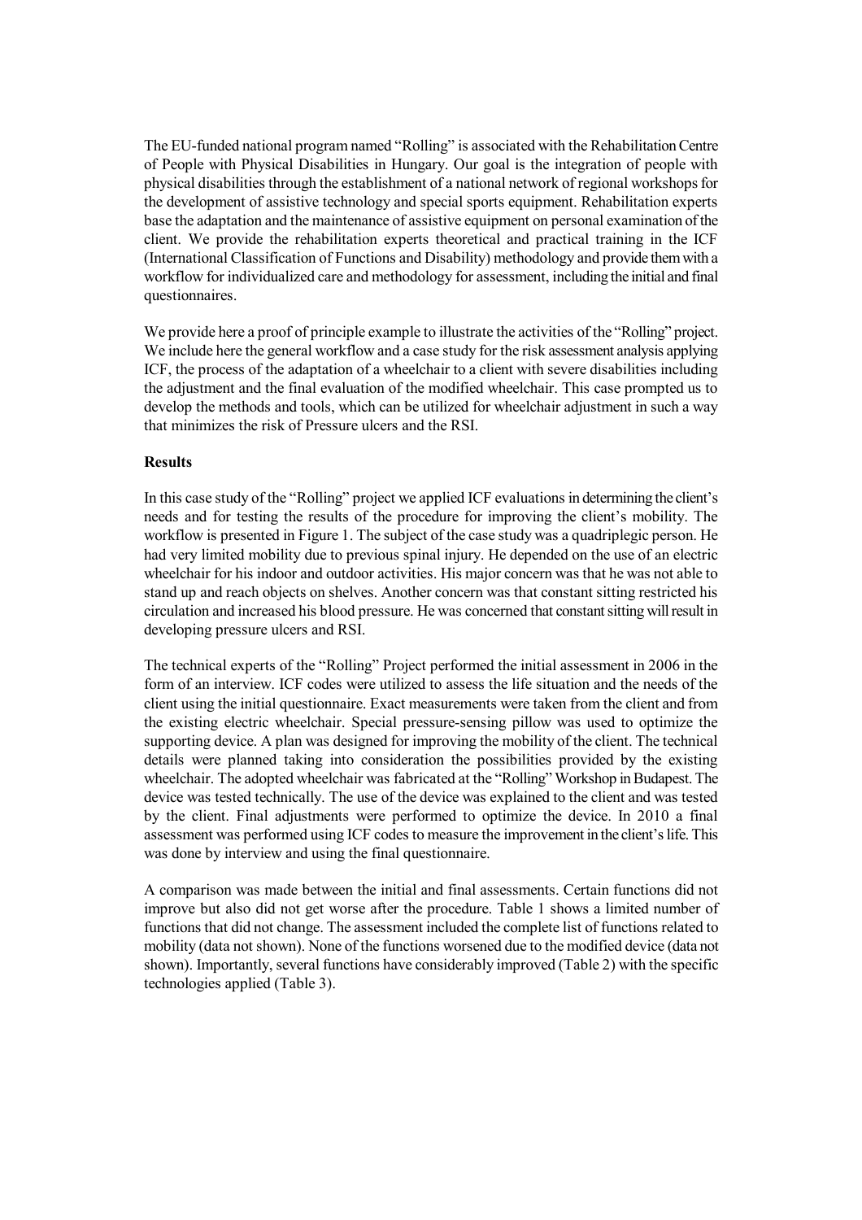The EU-funded national program named "Rolling" is associated with the Rehabilitation Centre of People with Physical Disabilities in Hungary. Our goal is the integration of people with physical disabilities through the establishment of a national network of regional workshops for the development of assistive technology and special sports equipment. Rehabilitation experts base the adaptation and the maintenance of assistive equipment on personal examination of the client. We provide the rehabilitation experts theoretical and practical training in the ICF (International Classification of Functions and Disability) methodology and provide them with a workflow for individualized care and methodology for assessment, including the initial and final questionnaires.

We provide here a proof of principle example to illustrate the activities of the "Rolling" project. We include here the general workflow and a case study for the risk assessment analysis applying ICF, the process of the adaptation of a wheelchair to a client with severe disabilities including the adjustment and the final evaluation of the modified wheelchair. This case prompted us to develop the methods and tools, which can be utilized for wheelchair adjustment in such a way that minimizes the risk of Pressure ulcers and the RSI.

**Results**

In this case study of the "Rolling" project we applied ICF evaluations in determining the client's needs and for testing the results of the procedure for improving the client's mobility. The workflow is presented in Figure 1. The subject of the case study was a quadriplegic person. He had very limited mobility due to previous spinal injury. He depended on the use of an electric wheelchair for his indoor and outdoor activities. His major concern was that he was not able to stand up and reach objects on shelves. Another concern was that constant sitting restricted his circulation and increased his blood pressure. He was concerned that constant sitting will result in developing pressure ulcers and RSI.

The technical experts of the "Rolling" Project performed the initial assessment in 2006 in the form of an interview. ICF codes were utilized to assess the life situation and the needs of the client using the initial questionnaire. Exact measurements were taken from the client and from the existing electric wheelchair. Special pressure-sensing pillow was used to optimize the supporting device. A plan was designed for improving the mobility of the client. The technical details were planned taking into consideration the possibilities provided by the existing wheelchair. The adopted wheelchair was fabricated at the "Rolling" Workshop in Budapest. The device was tested technically. The use of the device was explained to the client and was tested by the client. Final adjustments were performed to optimize the device. In 2010 a final assessment was performed using ICF codes to measure the improvement in the client's life. This was done by interview and using the final questionnaire.

A comparison was made between the initial and final assessments. Certain functions did not improve but also did not get worse after the procedure. Table 1 shows a limited number of functions that did not change. The assessment included the complete list of functions related to mobility (data not shown). None of the functions worsened due to the modified device (data not shown). Importantly, several functions have considerably improved (Table 2) with the specific technologies applied (Table 3).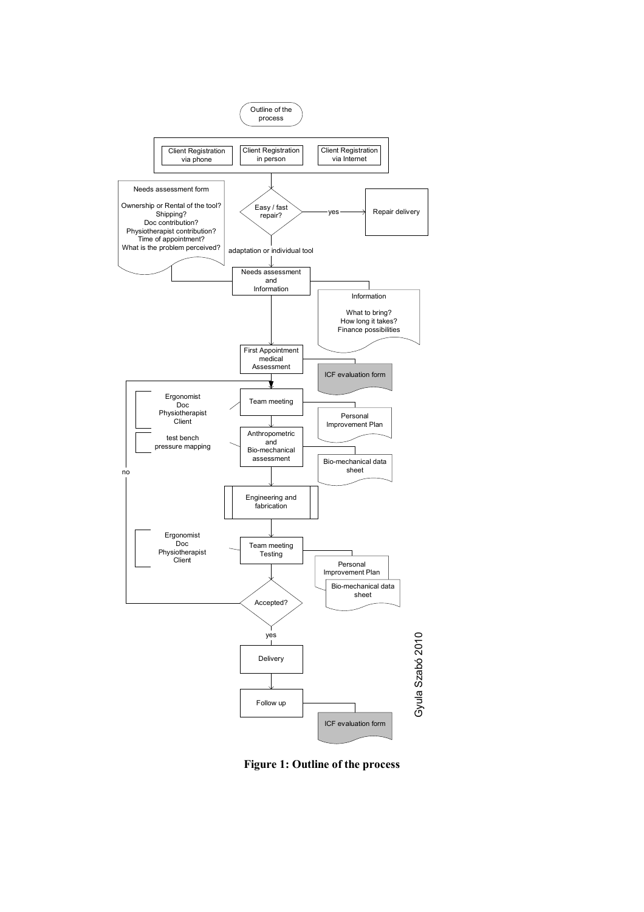Outline of the process

Client Registration via phone | Client Registration in person | Client Registration via Internet

Easy / fast repair? — yes → Repair delivery

adaptation or individual tool

Needs assessment form

Ownership or Rental of the tool?
Shipping?
Doc contribution?
Physiotherapist contribution?
Time of appointment?
What is the problem perceived?

Needs assessment and Information

Information

What to bring?
How long it takes?
Finance possibilities

First Appointment medical Assessment

ICF evaluation form

Ergonomist
Doc
Physiotherapist
Client

Team meeting

Personal Improvement Plan

test bench
pressure mapping

Anthropometric and Bio-mechanical assessment

Bio-mechanical data sheet

no

Engineering and fabrication

Ergonomist
Doc
Physiotherapist
Client

Team meeting Testing

Personal Improvement Plan

Bio-mechanical data sheet

Accepted?

yes

Delivery

Follow up

ICF evaluation form

Gyula Szabó 2010

**Figure 1: Outline of the process**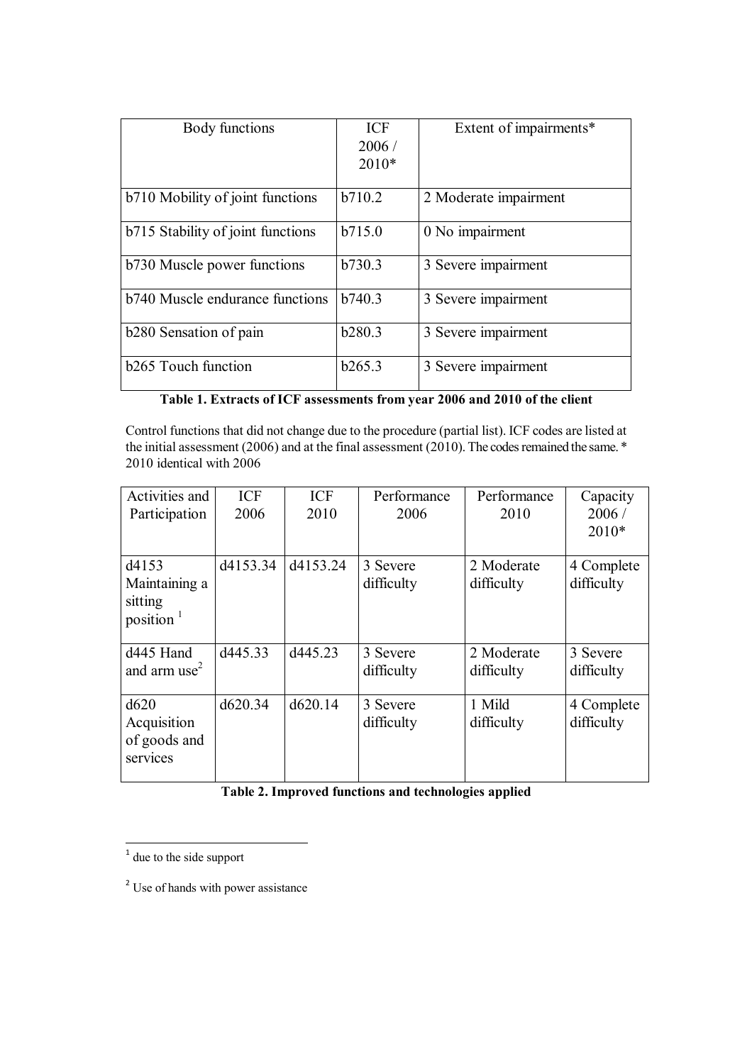| Body functions | ICF 2006 / 2010* | Extent of impairments* |
|---|---|---|
| b710 Mobility of joint functions | b710.2 | 2 Moderate impairment |
| b715 Stability of joint functions | b715.0 | 0 No impairment |
| b730 Muscle power functions | b730.3 | 3 Severe impairment |
| b740 Muscle endurance functions | b740.3 | 3 Severe impairment |
| b280 Sensation of pain | b280.3 | 3 Severe impairment |
| b265 Touch function | b265.3 | 3 Severe impairment |

**Table 1. Extracts of ICF assessments from year 2006 and 2010 of the client**

Control functions that did not change due to the procedure (partial list). ICF codes are listed at the initial assessment (2006) and at the final assessment (2010). The codes remained the same. * 2010 identical with 2006

| Activities and Participation | ICF 2006 | ICF 2010 | Performance 2006 | Performance 2010 | Capacity 2006 / 2010* |
|---|---|---|---|---|---|
| d4153 Maintaining a sitting position [1] | d4153.34 | d4153.24 | 3 Severe difficulty | 2 Moderate difficulty | 4 Complete difficulty |
| d445 Hand and arm use[2] | d445.33 | d445.23 | 3 Severe difficulty | 2 Moderate difficulty | 3 Severe difficulty |
| d620 Acquisition of goods and services | d620.34 | d620.14 | 3 Severe difficulty | 1 Mild difficulty | 4 Complete difficulty |

**Table 2. Improved functions and technologies applied**

[1] due to the side support

[2] Use of hands with power assistance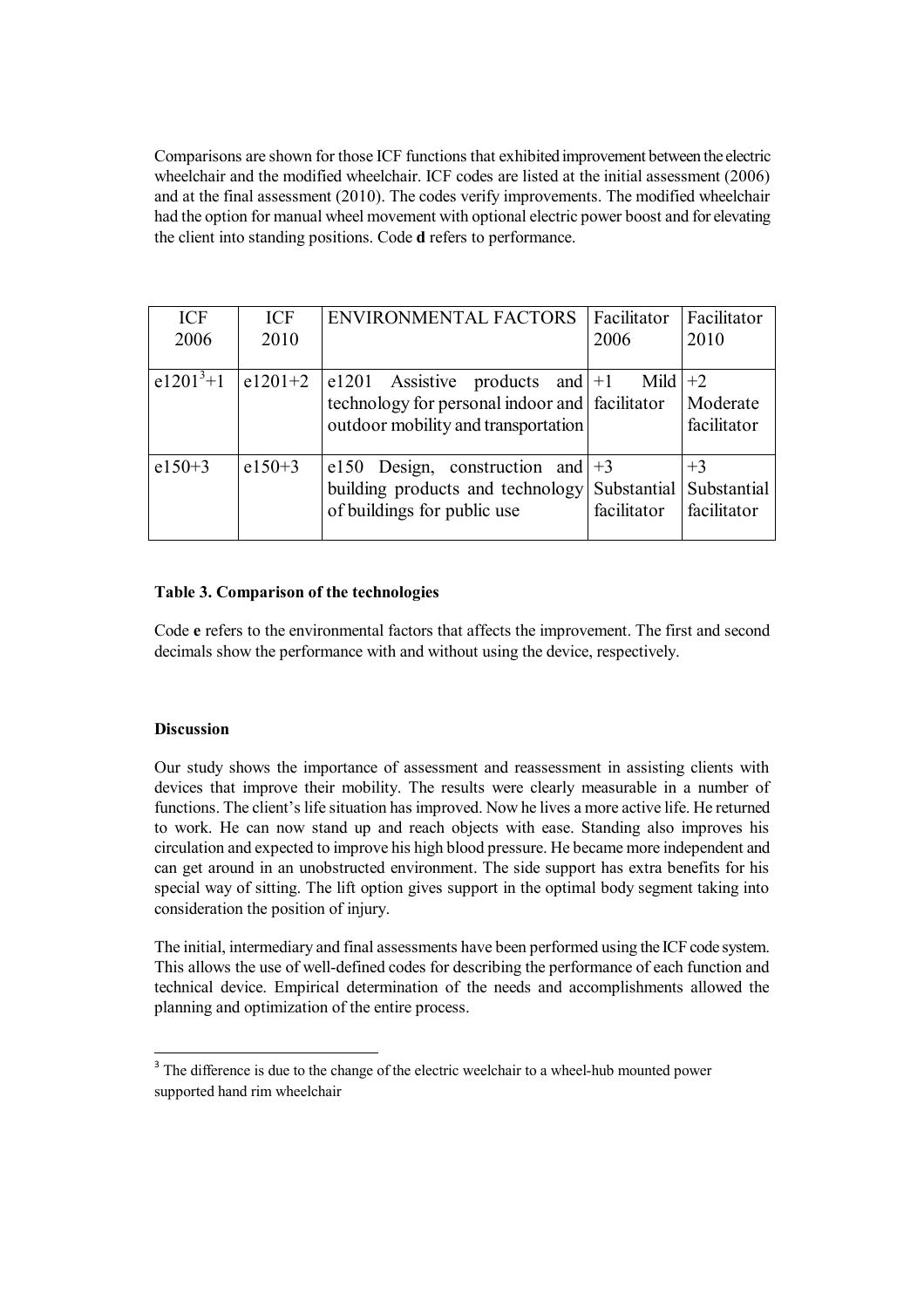Comparisons are shown for those ICF functions that exhibited improvement between the electric wheelchair and the modified wheelchair. ICF codes are listed at the initial assessment (2006) and at the final assessment (2010). The codes verify improvements. The modified wheelchair had the option for manual wheel movement with optional electric power boost and for elevating the client into standing positions. Code **d** refers to performance.

| ICF 2006 | ICF 2010 | ENVIRONMENTAL FACTORS | Facilitator 2006 | Facilitator 2010 |
|---|---|---|---|---|
| e1201[3]+1 | e1201+2 | e1201 Assistive products and technology for personal indoor and outdoor mobility and transportation | +1 Mild facilitator | +2 Moderate facilitator |
| e150+3 | e150+3 | e150 Design, construction and building products and technology of buildings for public use | +3 Substantial facilitator | +3 Substantial facilitator |

**Table 3. Comparison of the technologies**

Code **e** refers to the environmental factors that affects the improvement. The first and second decimals show the performance with and without using the device, respectively.

### Discussion

Our study shows the importance of assessment and reassessment in assisting clients with devices that improve their mobility. The results were clearly measurable in a number of functions. The client's life situation has improved. Now he lives a more active life. He returned to work. He can now stand up and reach objects with ease. Standing also improves his circulation and expected to improve his high blood pressure. He became more independent and can get around in an unobstructed environment. The side support has extra benefits for his special way of sitting. The lift option gives support in the optimal body segment taking into consideration the position of injury.

The initial, intermediary and final assessments have been performed using the ICF code system. This allows the use of well-defined codes for describing the performance of each function and technical device. Empirical determination of the needs and accomplishments allowed the planning and optimization of the entire process.

[3] The difference is due to the change of the electric weelchair to a wheel-hub mounted power supported hand rim wheelchair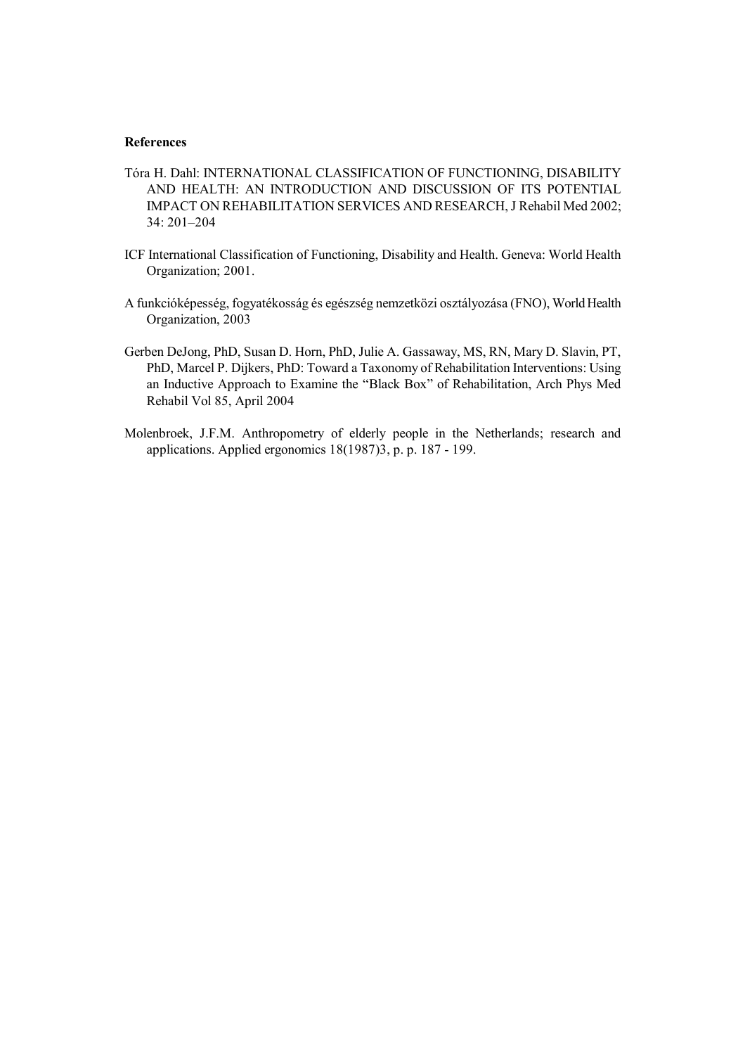**References**

Tóra H. Dahl: INTERNATIONAL CLASSIFICATION OF FUNCTIONING, DISABILITY AND HEALTH: AN INTRODUCTION AND DISCUSSION OF ITS POTENTIAL IMPACT ON REHABILITATION SERVICES AND RESEARCH, J Rehabil Med 2002; 34: 201–204

ICF International Classification of Functioning, Disability and Health. Geneva: World Health Organization; 2001.

A funkcióképesség, fogyatékosság és egészség nemzetközi osztályozása (FNO), World Health Organization, 2003

Gerben DeJong, PhD, Susan D. Horn, PhD, Julie A. Gassaway, MS, RN, Mary D. Slavin, PT, PhD, Marcel P. Dijkers, PhD: Toward a Taxonomy of Rehabilitation Interventions: Using an Inductive Approach to Examine the "Black Box" of Rehabilitation, Arch Phys Med Rehabil Vol 85, April 2004

Molenbroek, J.F.M. Anthropometry of elderly people in the Netherlands; research and applications. Applied ergonomics 18(1987)3, p. p. 187 - 199.